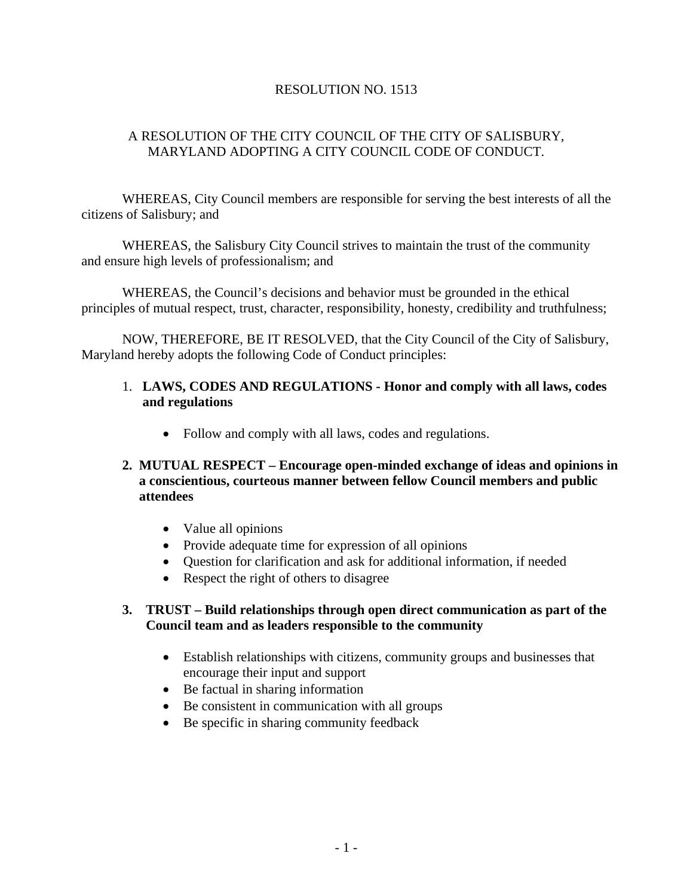RESOLUTION NO. 1513

A RESOLUTION OF THE CITY COUNCIL OF THE CITY OF SALISBURY, MARYLAND ADOPTING A CITY COUNCIL CODE OF CONDUCT.

WHEREAS, City Council members are responsible for serving the best interests of all the citizens of Salisbury; and

WHEREAS, the Salisbury City Council strives to maintain the trust of the community and ensure high levels of professionalism; and

WHEREAS, the Council's decisions and behavior must be grounded in the ethical principles of mutual respect, trust, character, responsibility, honesty, credibility and truthfulness;

NOW, THEREFORE, BE IT RESOLVED, that the City Council of the City of Salisbury, Maryland hereby adopts the following Code of Conduct principles:

1. **LAWS, CODES AND REGULATIONS - Honor and comply with all laws, codes and regulations**

    - Follow and comply with all laws, codes and regulations.

2. **MUTUAL RESPECT – Encourage open-minded exchange of ideas and opinions in a conscientious, courteous manner between fellow Council members and public attendees**

    - Value all opinions
    - Provide adequate time for expression of all opinions
    - Question for clarification and ask for additional information, if needed
    - Respect the right of others to disagree

3. **TRUST – Build relationships through open direct communication as part of the Council team and as leaders responsible to the community**

    - Establish relationships with citizens, community groups and businesses that encourage their input and support
    - Be factual in sharing information
    - Be consistent in communication with all groups
    - Be specific in sharing community feedback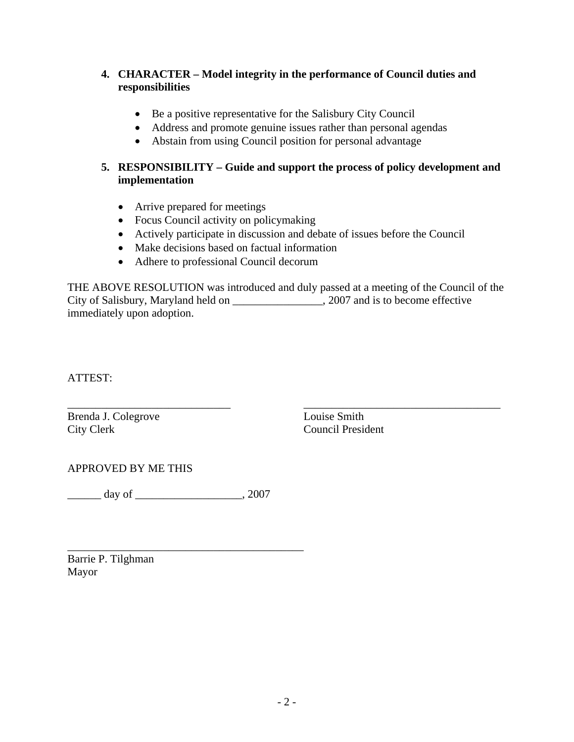**4. CHARACTER – Model integrity in the performance of Council duties and responsibilities**

- Be a positive representative for the Salisbury City Council
- Address and promote genuine issues rather than personal agendas
- Abstain from using Council position for personal advantage

**5. RESPONSIBILITY – Guide and support the process of policy development and implementation**

- Arrive prepared for meetings
- Focus Council activity on policymaking
- Actively participate in discussion and debate of issues before the Council
- Make decisions based on factual information
- Adhere to professional Council decorum

THE ABOVE RESOLUTION was introduced and duly passed at a meeting of the Council of the City of Salisbury, Maryland held on ________________, 2007 and is to become effective immediately upon adoption.

ATTEST:

_____________________________

Brenda J. Colegrove
City Clerk

___________________________________

Louise Smith
Council President

APPROVED BY ME THIS

______ day of ___________________, 2007

___________________________________________

Barrie P. Tilghman
Mayor